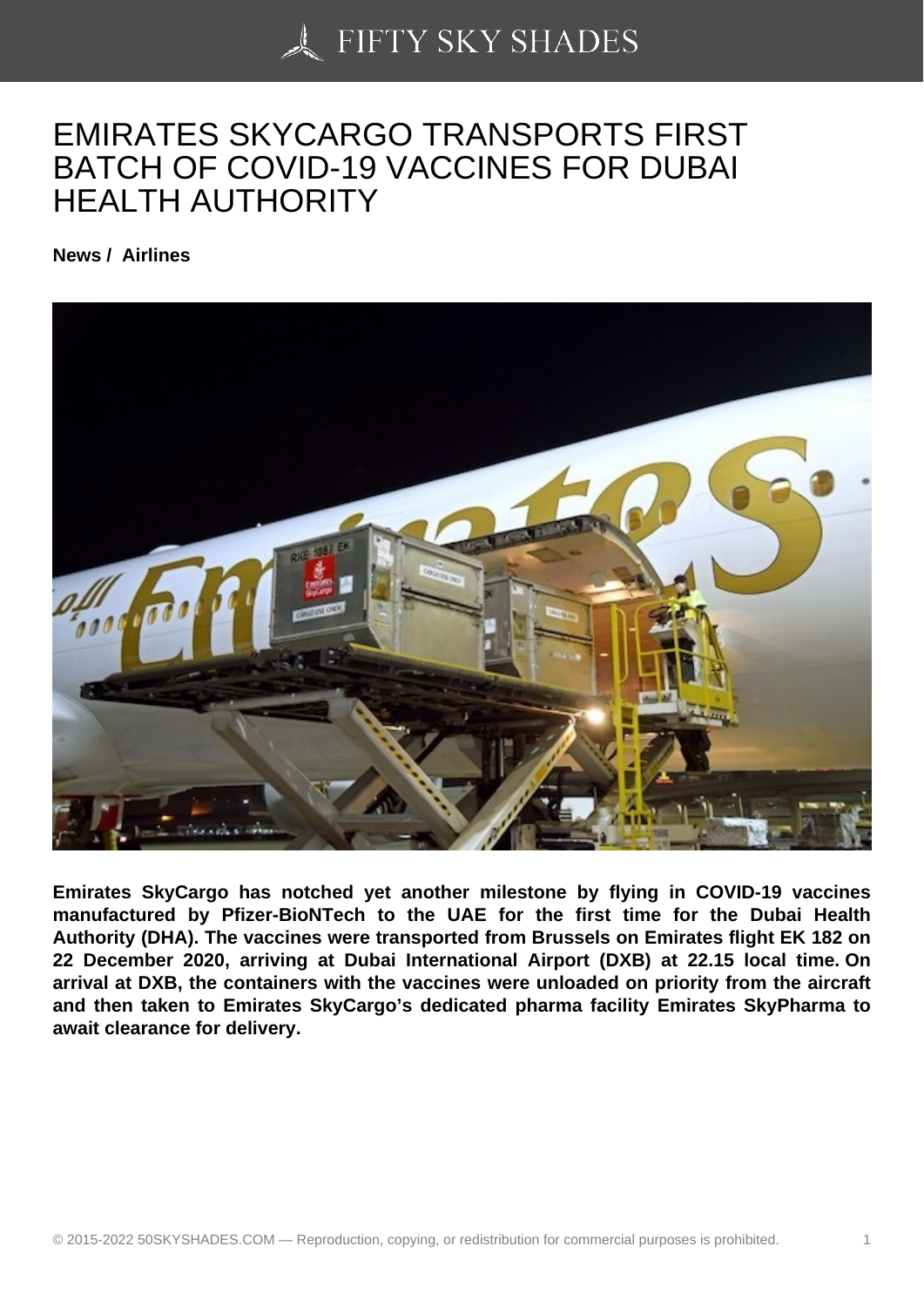# EMIRATES SKYCARGO TRANSPORTS FIRST BATCH OF COVID-19 VACCINES FOR DUBAI HEALTH AUTHORITY

**News / Airlines**

**Emirates SkyCargo has notched yet another milestone by flying in COVID-19 vaccines manufactured by Pfizer-BioNTech to the UAE for the first time for the Dubai Health Authority (DHA). The vaccines were transported from Brussels on Emirates flight EK 182 on 22 December 2020, arriving at Dubai International Airport (DXB) at 22.15 local time. On arrival at DXB, the containers with the vaccines were unloaded on priority from the aircraft and then taken to Emirates SkyCargo's dedicated pharma facility Emirates SkyPharma to await clearance for delivery.**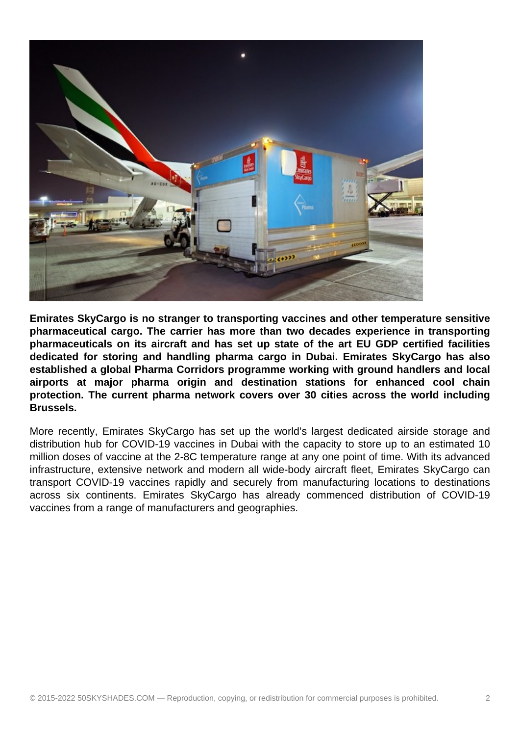**Emirates SkyCargo is no stranger to transporting vaccines and other temperature sensitive pharmaceutical cargo. The carrier has more than two decades experience in transporting pharmaceuticals on its aircraft and has set up state of the art EU GDP certified facilities dedicated for storing and handling pharma cargo in Dubai. Emirates SkyCargo has also established a global Pharma Corridors programme working with ground handlers and local airports at major pharma origin and destination stations for enhanced cool chain protection. The current pharma network covers over 30 cities across the world including Brussels.**

More recently, Emirates SkyCargo has set up the world's largest dedicated airside storage and distribution hub for COVID-19 vaccines in Dubai with the capacity to store up to an estimated 10 million doses of vaccine at the 2-8C temperature range at any one point of time. With its advanced infrastructure, extensive network and modern all wide-body aircraft fleet, Emirates SkyCargo can transport COVID-19 vaccines rapidly and securely from manufacturing locations to destinations across six continents. Emirates SkyCargo has already commenced distribution of COVID-19 vaccines from a range of manufacturers and geographies.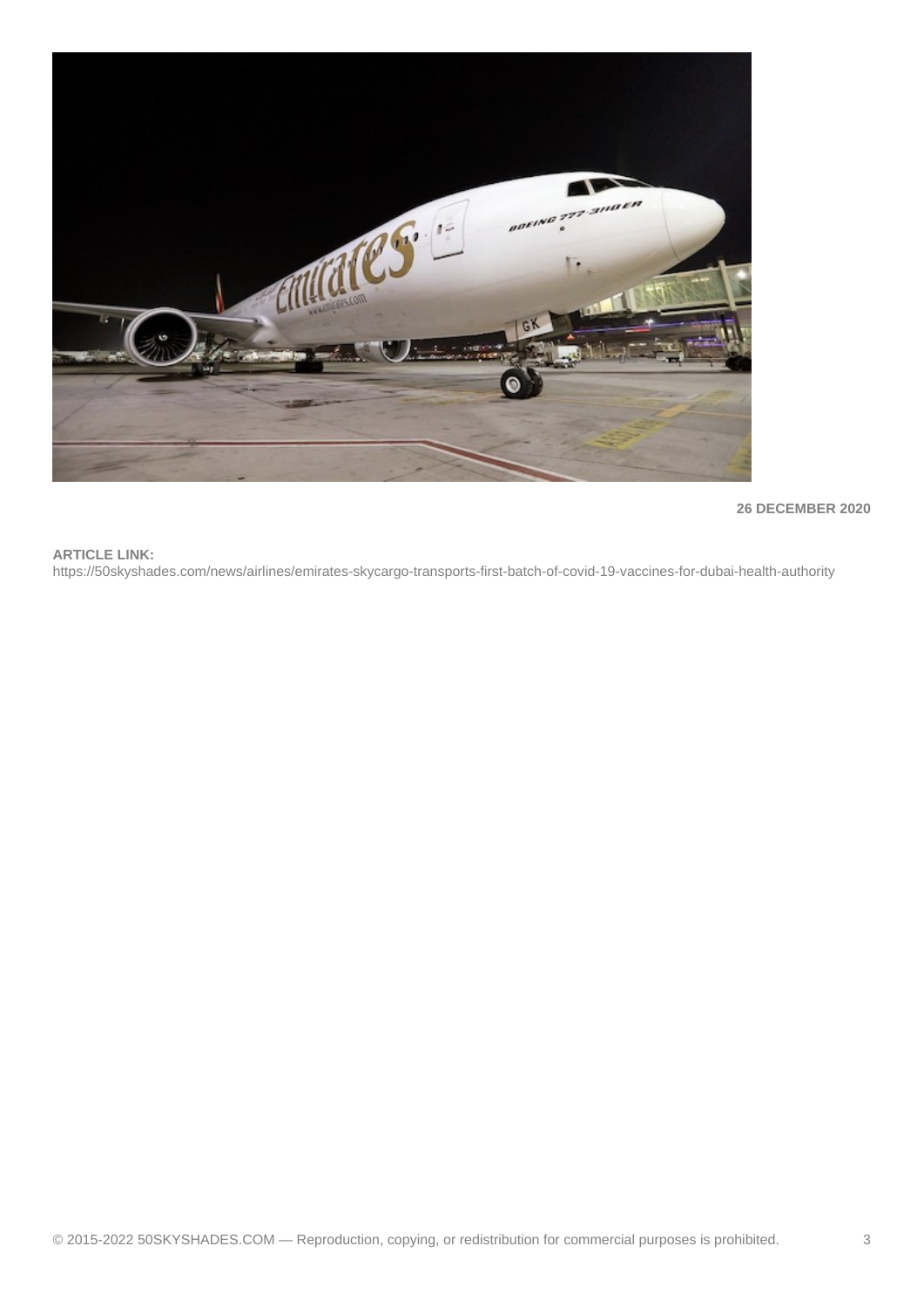**26 DECEMBER 2020**

**ARTICLE LINK:**
https://50skyshades.com/news/airlines/emirates-skycargo-transports-first-batch-of-covid-19-vaccines-for-dubai-health-authority

© 2015-2022 50SKYSHADES.COM — Reproduction, copying, or redistribution for commercial purposes is prohibited.